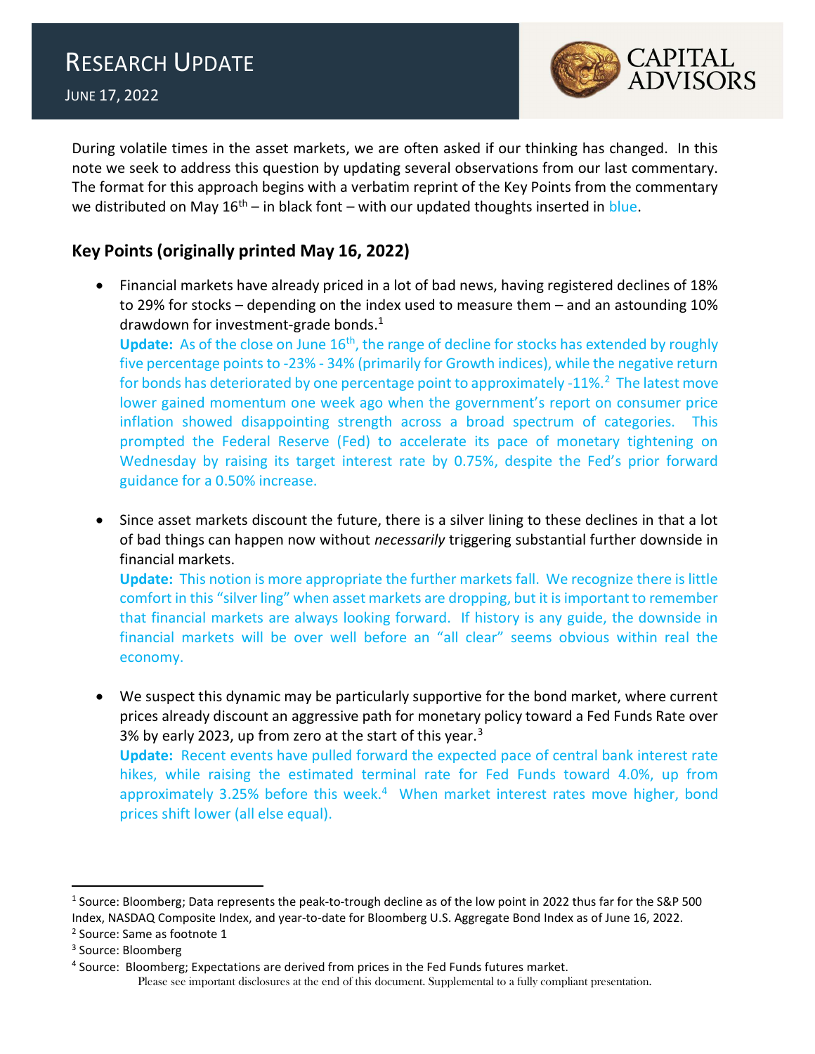# RESEARCH UPDATE

JUNE 17, 2022

CAPITAL ADVISORS

During volatile times in the asset markets, we are often asked if our thinking has changed. In this note we seek to address this question by updating several observations from our last commentary. The format for this approach begins with a verbatim reprint of the Key Points from the commentary we distributed on May 16th – in black font – with our updated thoughts inserted in blue.

## Key Points (originally printed May 16, 2022)

- Financial markets have already priced in a lot of bad news, having registered declines of 18% to 29% for stocks – depending on the index used to measure them – and an astounding 10% drawdown for investment-grade bonds.[1]
  **Update:** As of the close on June 16th, the range of decline for stocks has extended by roughly five percentage points to -23% - 34% (primarily for Growth indices), while the negative return for bonds has deteriorated by one percentage point to approximately -11%.[2] The latest move lower gained momentum one week ago when the government's report on consumer price inflation showed disappointing strength across a broad spectrum of categories. This prompted the Federal Reserve (Fed) to accelerate its pace of monetary tightening on Wednesday by raising its target interest rate by 0.75%, despite the Fed's prior forward guidance for a 0.50% increase.

- Since asset markets discount the future, there is a silver lining to these declines in that a lot of bad things can happen now without *necessarily* triggering substantial further downside in financial markets.
  **Update:** This notion is more appropriate the further markets fall. We recognize there is little comfort in this "silver ling" when asset markets are dropping, but it is important to remember that financial markets are always looking forward. If history is any guide, the downside in financial markets will be over well before an "all clear" seems obvious within real the economy.

- We suspect this dynamic may be particularly supportive for the bond market, where current prices already discount an aggressive path for monetary policy toward a Fed Funds Rate over 3% by early 2023, up from zero at the start of this year.[3]
  **Update:** Recent events have pulled forward the expected pace of central bank interest rate hikes, while raising the estimated terminal rate for Fed Funds toward 4.0%, up from approximately 3.25% before this week.[4] When market interest rates move higher, bond prices shift lower (all else equal).

---

[1] Source: Bloomberg; Data represents the peak-to-trough decline as of the low point in 2022 thus far for the S&P 500 Index, NASDAQ Composite Index, and year-to-date for Bloomberg U.S. Aggregate Bond Index as of June 16, 2022.

[2] Source: Same as footnote 1

[3] Source: Bloomberg

[4] Source: Bloomberg; Expectations are derived from prices in the Fed Funds futures market.

Please see important disclosures at the end of this document. Supplemental to a fully compliant presentation.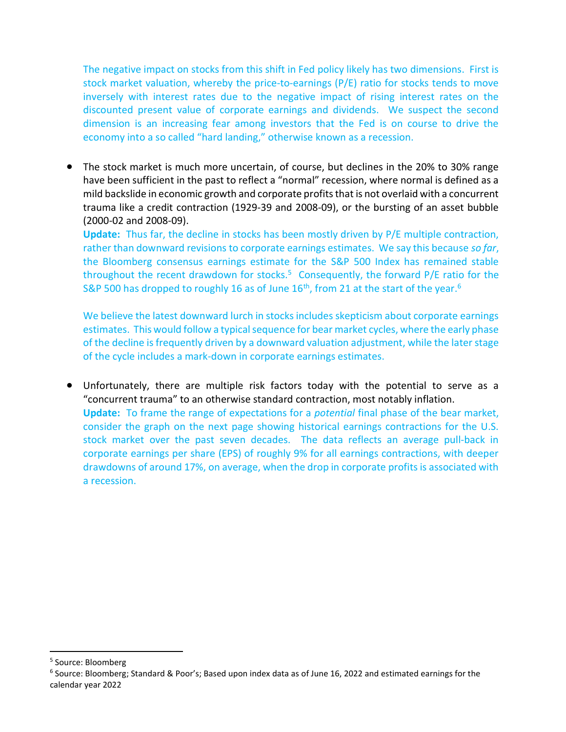The negative impact on stocks from this shift in Fed policy likely has two dimensions. First is stock market valuation, whereby the price-to-earnings (P/E) ratio for stocks tends to move inversely with interest rates due to the negative impact of rising interest rates on the discounted present value of corporate earnings and dividends. We suspect the second dimension is an increasing fear among investors that the Fed is on course to drive the economy into a so called "hard landing," otherwise known as a recession.

- The stock market is much more uncertain, of course, but declines in the 20% to 30% range have been sufficient in the past to reflect a "normal" recession, where normal is defined as a mild backslide in economic growth and corporate profits that is not overlaid with a concurrent trauma like a credit contraction (1929-39 and 2008-09), or the bursting of an asset bubble (2000-02 and 2008-09).
  **Update:** Thus far, the decline in stocks has been mostly driven by P/E multiple contraction, rather than downward revisions to corporate earnings estimates. We say this because *so far*, the Bloomberg consensus earnings estimate for the S&P 500 Index has remained stable throughout the recent drawdown for stocks.[5] Consequently, the forward P/E ratio for the S&P 500 has dropped to roughly 16 as of June 16th, from 21 at the start of the year.[6]

  We believe the latest downward lurch in stocks includes skepticism about corporate earnings estimates. This would follow a typical sequence for bear market cycles, where the early phase of the decline is frequently driven by a downward valuation adjustment, while the later stage of the cycle includes a mark-down in corporate earnings estimates.

- Unfortunately, there are multiple risk factors today with the potential to serve as a "concurrent trauma" to an otherwise standard contraction, most notably inflation.
  **Update:** To frame the range of expectations for a *potential* final phase of the bear market, consider the graph on the next page showing historical earnings contractions for the U.S. stock market over the past seven decades. The data reflects an average pull-back in corporate earnings per share (EPS) of roughly 9% for all earnings contractions, with deeper drawdowns of around 17%, on average, when the drop in corporate profits is associated with a recession.

---

[5] Source: Bloomberg

[6] Source: Bloomberg; Standard & Poor's; Based upon index data as of June 16, 2022 and estimated earnings for the calendar year 2022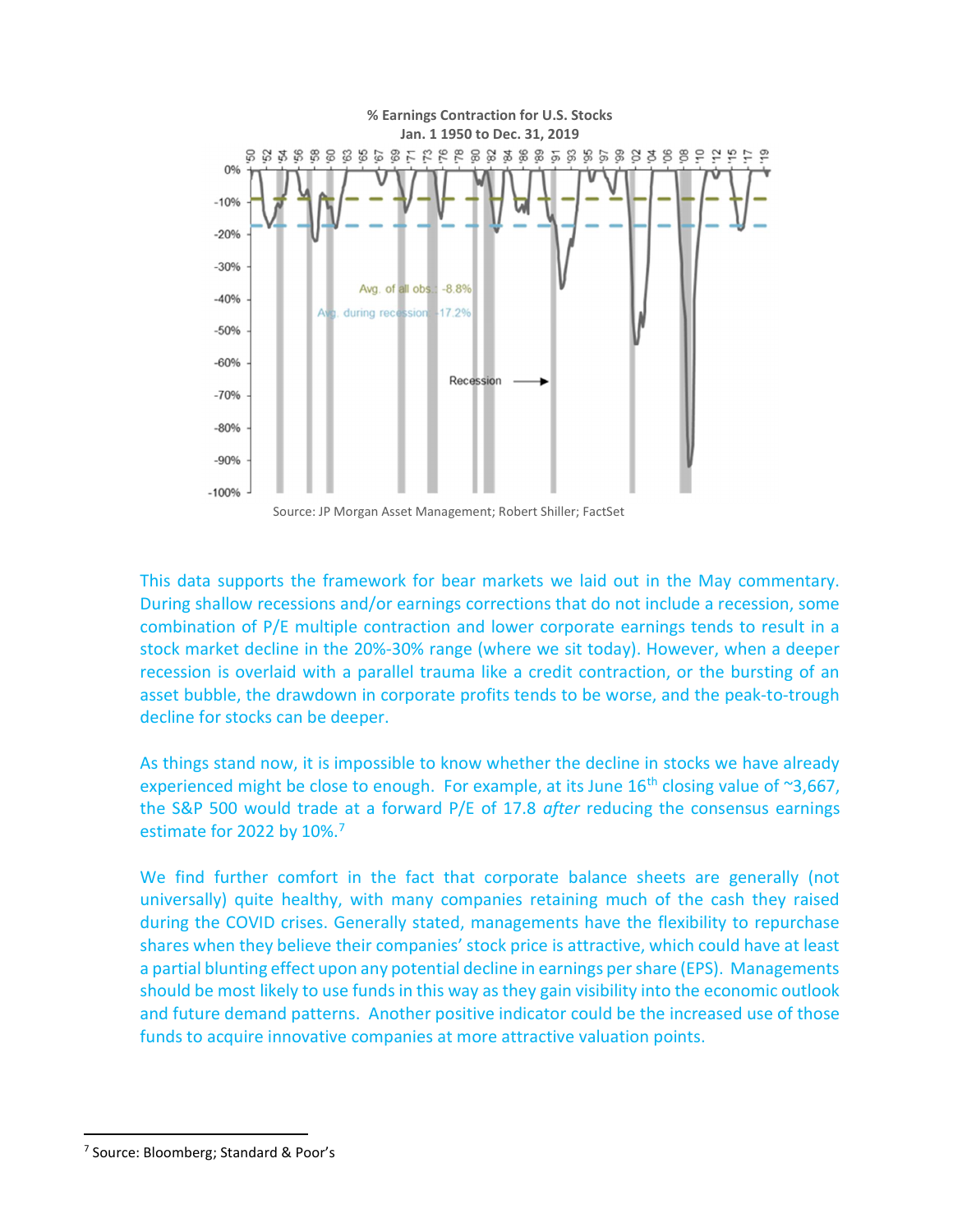**% Earnings Contraction for U.S. Stocks**
**Jan. 1 1950 to Dec. 31, 2019**

Source: JP Morgan Asset Management; Robert Shiller; FactSet

This data supports the framework for bear markets we laid out in the May commentary. During shallow recessions and/or earnings corrections that do not include a recession, some combination of P/E multiple contraction and lower corporate earnings tends to result in a stock market decline in the 20%-30% range (where we sit today). However, when a deeper recession is overlaid with a parallel trauma like a credit contraction, or the bursting of an asset bubble, the drawdown in corporate profits tends to be worse, and the peak-to-trough decline for stocks can be deeper.

As things stand now, it is impossible to know whether the decline in stocks we have already experienced might be close to enough. For example, at its June 16th closing value of ~3,667, the S&P 500 would trade at a forward P/E of 17.8 *after* reducing the consensus earnings estimate for 2022 by 10%.[7]

We find further comfort in the fact that corporate balance sheets are generally (not universally) quite healthy, with many companies retaining much of the cash they raised during the COVID crises. Generally stated, managements have the flexibility to repurchase shares when they believe their companies' stock price is attractive, which could have at least a partial blunting effect upon any potential decline in earnings per share (EPS). Managements should be most likely to use funds in this way as they gain visibility into the economic outlook and future demand patterns. Another positive indicator could be the increased use of those funds to acquire innovative companies at more attractive valuation points.

[7] Source: Bloomberg; Standard & Poor's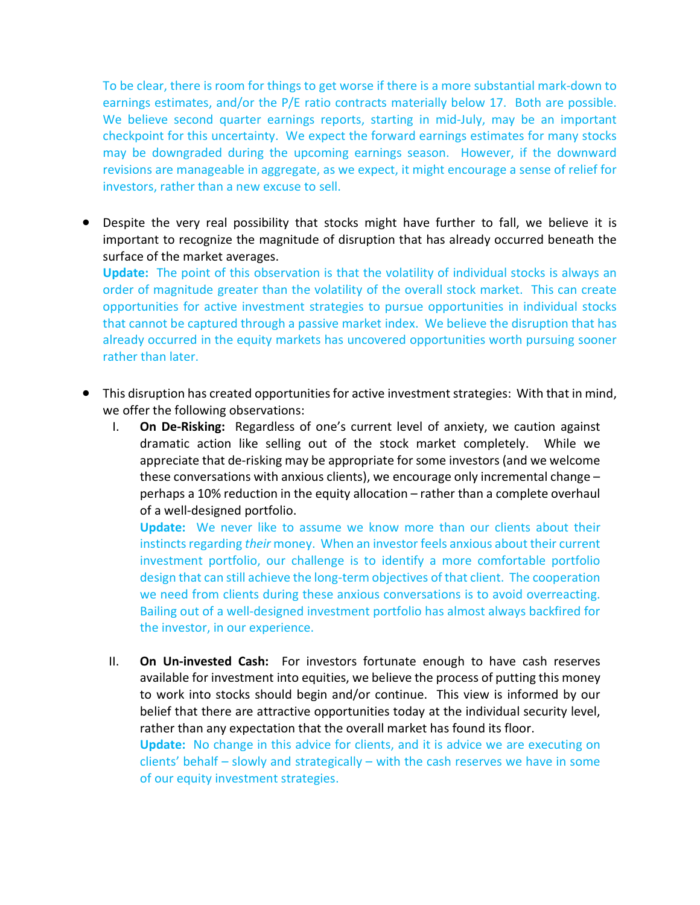To be clear, there is room for things to get worse if there is a more substantial mark-down to earnings estimates, and/or the P/E ratio contracts materially below 17. Both are possible. We believe second quarter earnings reports, starting in mid-July, may be an important checkpoint for this uncertainty. We expect the forward earnings estimates for many stocks may be downgraded during the upcoming earnings season. However, if the downward revisions are manageable in aggregate, as we expect, it might encourage a sense of relief for investors, rather than a new excuse to sell.

- Despite the very real possibility that stocks might have further to fall, we believe it is important to recognize the magnitude of disruption that has already occurred beneath the surface of the market averages.
  **Update:** The point of this observation is that the volatility of individual stocks is always an order of magnitude greater than the volatility of the overall stock market. This can create opportunities for active investment strategies to pursue opportunities in individual stocks that cannot be captured through a passive market index. We believe the disruption that has already occurred in the equity markets has uncovered opportunities worth pursuing sooner rather than later.

- This disruption has created opportunities for active investment strategies: With that in mind, we offer the following observations:
  I. **On De-Risking:** Regardless of one's current level of anxiety, we caution against dramatic action like selling out of the stock market completely. While we appreciate that de-risking may be appropriate for some investors (and we welcome these conversations with anxious clients), we encourage only incremental change – perhaps a 10% reduction in the equity allocation – rather than a complete overhaul of a well-designed portfolio.
     **Update:** We never like to assume we know more than our clients about their instincts regarding *their* money. When an investor feels anxious about their current investment portfolio, our challenge is to identify a more comfortable portfolio design that can still achieve the long-term objectives of that client. The cooperation we need from clients during these anxious conversations is to avoid overreacting. Bailing out of a well-designed investment portfolio has almost always backfired for the investor, in our experience.

  II. **On Un-invested Cash:** For investors fortunate enough to have cash reserves available for investment into equities, we believe the process of putting this money to work into stocks should begin and/or continue. This view is informed by our belief that there are attractive opportunities today at the individual security level, rather than any expectation that the overall market has found its floor.
     **Update:** No change in this advice for clients, and it is advice we are executing on clients' behalf – slowly and strategically – with the cash reserves we have in some of our equity investment strategies.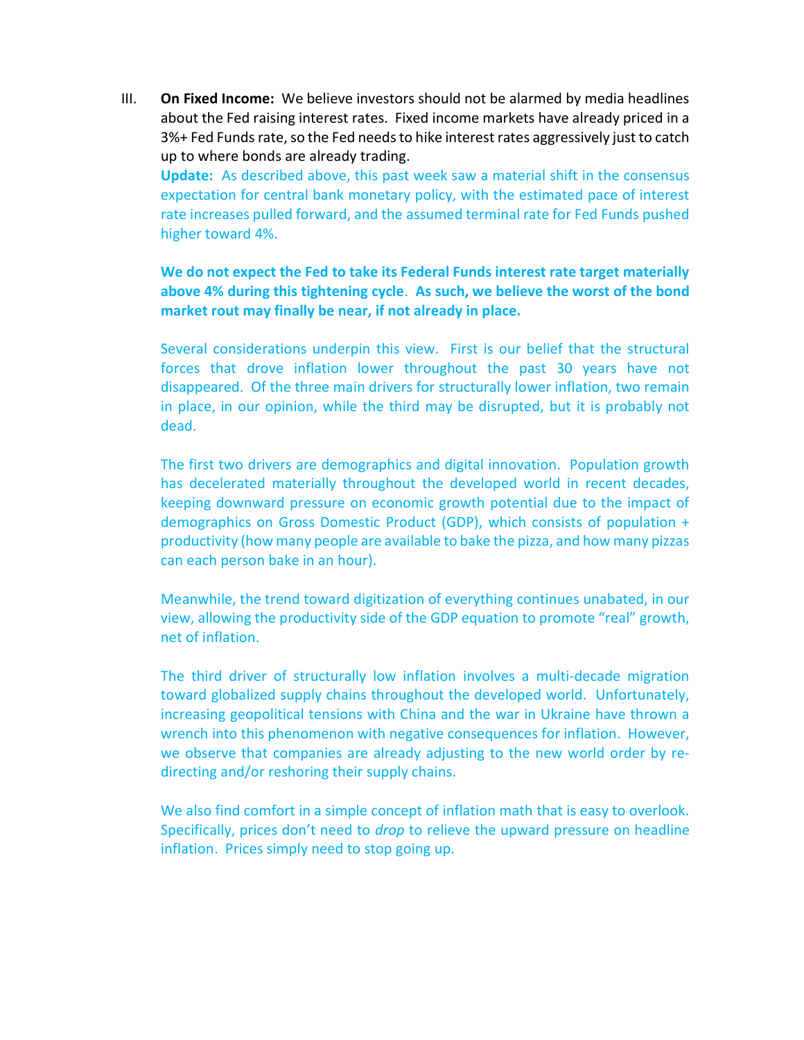III. **On Fixed Income:** We believe investors should not be alarmed by media headlines about the Fed raising interest rates. Fixed income markets have already priced in a 3%+ Fed Funds rate, so the Fed needs to hike interest rates aggressively just to catch up to where bonds are already trading.

**Update:** As described above, this past week saw a material shift in the consensus expectation for central bank monetary policy, with the estimated pace of interest rate increases pulled forward, and the assumed terminal rate for Fed Funds pushed higher toward 4%.

**We do not expect the Fed to take its Federal Funds interest rate target materially above 4% during this tightening cycle. As such, we believe the worst of the bond market rout may finally be near, if not already in place.**

Several considerations underpin this view. First is our belief that the structural forces that drove inflation lower throughout the past 30 years have not disappeared. Of the three main drivers for structurally lower inflation, two remain in place, in our opinion, while the third may be disrupted, but it is probably not dead.

The first two drivers are demographics and digital innovation. Population growth has decelerated materially throughout the developed world in recent decades, keeping downward pressure on economic growth potential due to the impact of demographics on Gross Domestic Product (GDP), which consists of population + productivity (how many people are available to bake the pizza, and how many pizzas can each person bake in an hour).

Meanwhile, the trend toward digitization of everything continues unabated, in our view, allowing the productivity side of the GDP equation to promote "real" growth, net of inflation.

The third driver of structurally low inflation involves a multi-decade migration toward globalized supply chains throughout the developed world. Unfortunately, increasing geopolitical tensions with China and the war in Ukraine have thrown a wrench into this phenomenon with negative consequences for inflation. However, we observe that companies are already adjusting to the new world order by re-directing and/or reshoring their supply chains.

We also find comfort in a simple concept of inflation math that is easy to overlook. Specifically, prices don't need to *drop* to relieve the upward pressure on headline inflation. Prices simply need to stop going up.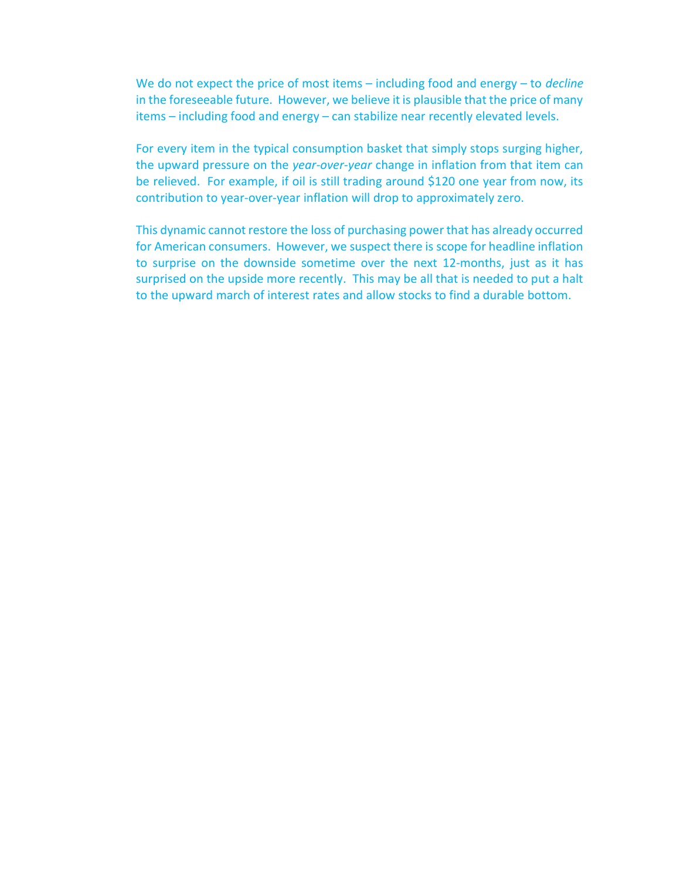We do not expect the price of most items – including food and energy – to *decline* in the foreseeable future. However, we believe it is plausible that the price of many items – including food and energy – can stabilize near recently elevated levels.

For every item in the typical consumption basket that simply stops surging higher, the upward pressure on the *year-over-year* change in inflation from that item can be relieved. For example, if oil is still trading around $120 one year from now, its contribution to year-over-year inflation will drop to approximately zero.

This dynamic cannot restore the loss of purchasing power that has already occurred for American consumers. However, we suspect there is scope for headline inflation to surprise on the downside sometime over the next 12-months, just as it has surprised on the upside more recently. This may be all that is needed to put a halt to the upward march of interest rates and allow stocks to find a durable bottom.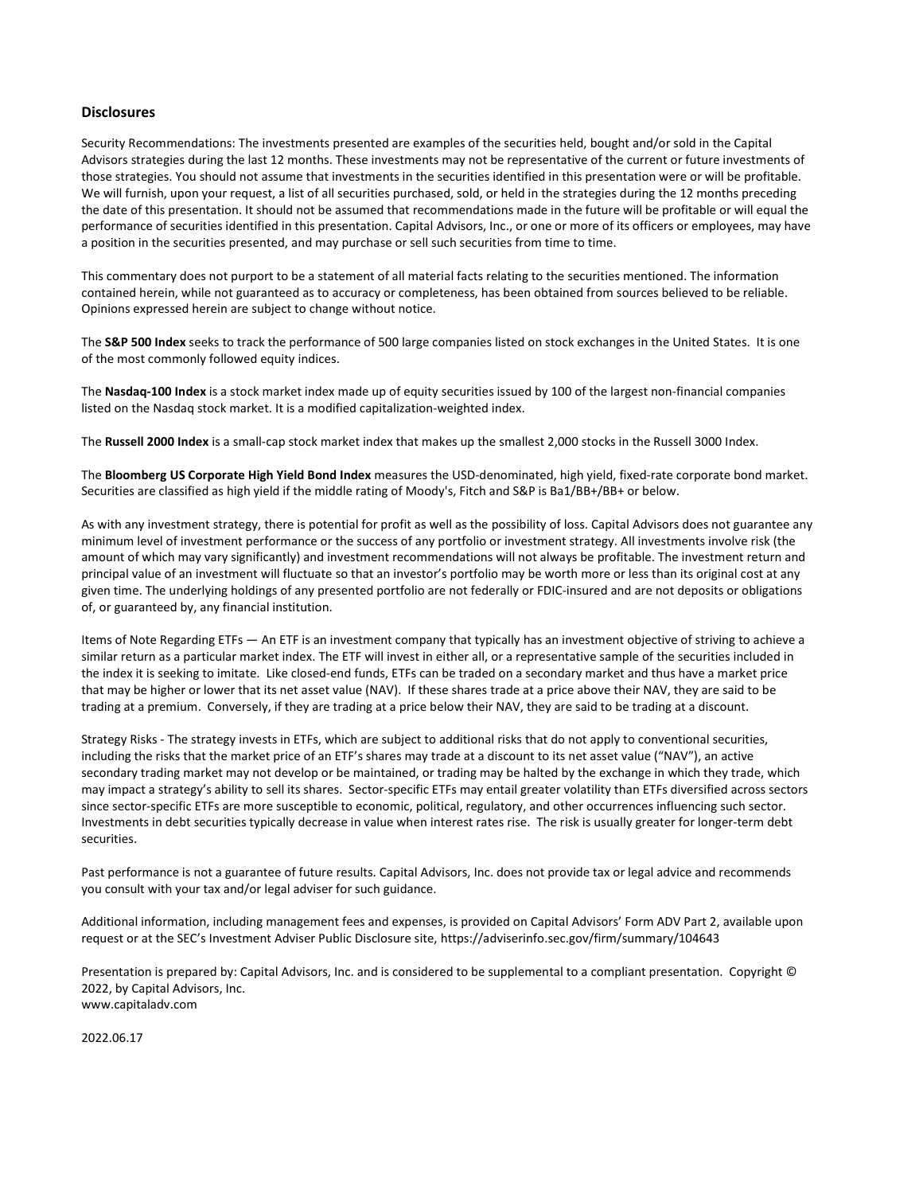## Disclosures

Security Recommendations: The investments presented are examples of the securities held, bought and/or sold in the Capital Advisors strategies during the last 12 months. These investments may not be representative of the current or future investments of those strategies. You should not assume that investments in the securities identified in this presentation were or will be profitable. We will furnish, upon your request, a list of all securities purchased, sold, or held in the strategies during the 12 months preceding the date of this presentation. It should not be assumed that recommendations made in the future will be profitable or will equal the performance of securities identified in this presentation. Capital Advisors, Inc., or one or more of its officers or employees, may have a position in the securities presented, and may purchase or sell such securities from time to time.

This commentary does not purport to be a statement of all material facts relating to the securities mentioned. The information contained herein, while not guaranteed as to accuracy or completeness, has been obtained from sources believed to be reliable. Opinions expressed herein are subject to change without notice.

The **S&P 500 Index** seeks to track the performance of 500 large companies listed on stock exchanges in the United States. It is one of the most commonly followed equity indices.

The **Nasdaq-100 Index** is a stock market index made up of equity securities issued by 100 of the largest non-financial companies listed on the Nasdaq stock market. It is a modified capitalization-weighted index.

The **Russell 2000 Index** is a small-cap stock market index that makes up the smallest 2,000 stocks in the Russell 3000 Index.

The **Bloomberg US Corporate High Yield Bond Index** measures the USD-denominated, high yield, fixed-rate corporate bond market. Securities are classified as high yield if the middle rating of Moody's, Fitch and S&P is Ba1/BB+/BB+ or below.

As with any investment strategy, there is potential for profit as well as the possibility of loss. Capital Advisors does not guarantee any minimum level of investment performance or the success of any portfolio or investment strategy. All investments involve risk (the amount of which may vary significantly) and investment recommendations will not always be profitable. The investment return and principal value of an investment will fluctuate so that an investor's portfolio may be worth more or less than its original cost at any given time. The underlying holdings of any presented portfolio are not federally or FDIC-insured and are not deposits or obligations of, or guaranteed by, any financial institution.

Items of Note Regarding ETFs — An ETF is an investment company that typically has an investment objective of striving to achieve a similar return as a particular market index. The ETF will invest in either all, or a representative sample of the securities included in the index it is seeking to imitate. Like closed-end funds, ETFs can be traded on a secondary market and thus have a market price that may be higher or lower that its net asset value (NAV). If these shares trade at a price above their NAV, they are said to be trading at a premium. Conversely, if they are trading at a price below their NAV, they are said to be trading at a discount.

Strategy Risks - The strategy invests in ETFs, which are subject to additional risks that do not apply to conventional securities, including the risks that the market price of an ETF's shares may trade at a discount to its net asset value ("NAV"), an active secondary trading market may not develop or be maintained, or trading may be halted by the exchange in which they trade, which may impact a strategy's ability to sell its shares. Sector-specific ETFs may entail greater volatility than ETFs diversified across sectors since sector-specific ETFs are more susceptible to economic, political, regulatory, and other occurrences influencing such sector. Investments in debt securities typically decrease in value when interest rates rise. The risk is usually greater for longer-term debt securities.

Past performance is not a guarantee of future results. Capital Advisors, Inc. does not provide tax or legal advice and recommends you consult with your tax and/or legal adviser for such guidance.

Additional information, including management fees and expenses, is provided on Capital Advisors' Form ADV Part 2, available upon request or at the SEC's Investment Adviser Public Disclosure site, https://adviserinfo.sec.gov/firm/summary/104643

Presentation is prepared by: Capital Advisors, Inc. and is considered to be supplemental to a compliant presentation. Copyright © 2022, by Capital Advisors, Inc.
www.capitaladv.com

2022.06.17